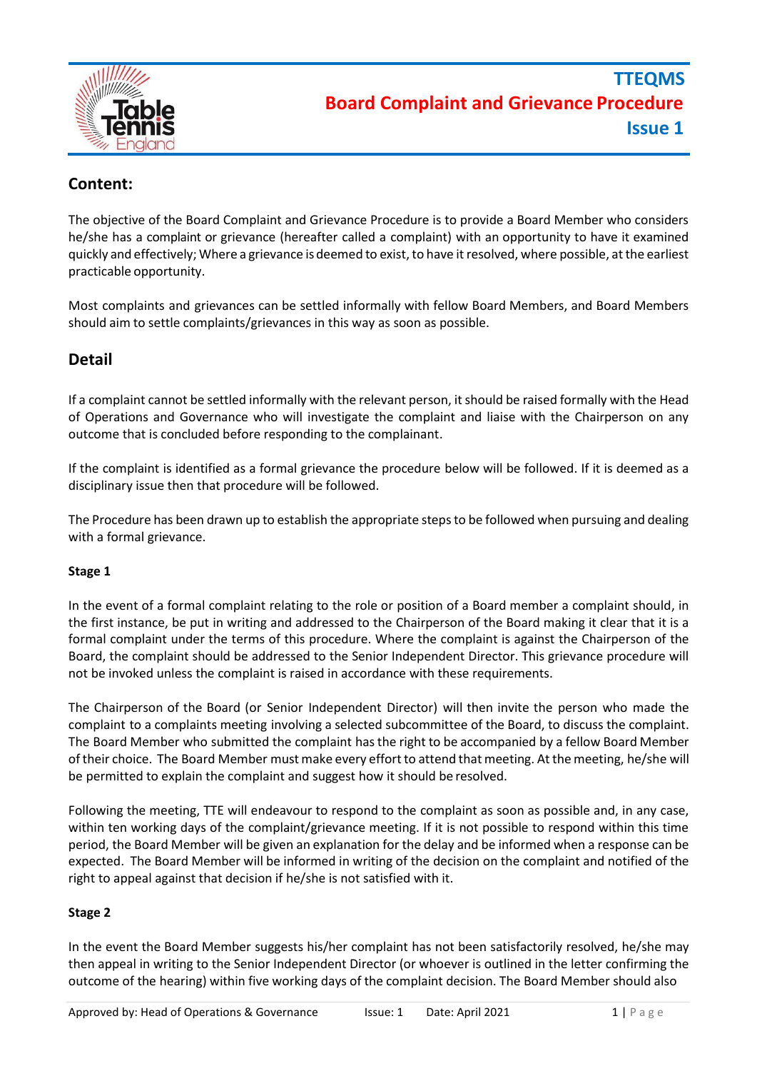# TTEQMS
# Board Complaint and Grievance Procedure
# Issue 1

## Content:

The objective of the Board Complaint and Grievance Procedure is to provide a Board Member who considers he/she has a complaint or grievance (hereafter called a complaint) with an opportunity to have it examined quickly and effectively; Where a grievance is deemed to exist, to have it resolved, where possible, at the earliest practicable opportunity.

Most complaints and grievances can be settled informally with fellow Board Members, and Board Members should aim to settle complaints/grievances in this way as soon as possible.

## Detail

If a complaint cannot be settled informally with the relevant person, it should be raised formally with the Head of Operations and Governance who will investigate the complaint and liaise with the Chairperson on any outcome that is concluded before responding to the complainant.

If the complaint is identified as a formal grievance the procedure below will be followed. If it is deemed as a disciplinary issue then that procedure will be followed.

The Procedure has been drawn up to establish the appropriate steps to be followed when pursuing and dealing with a formal grievance.

**Stage 1**

In the event of a formal complaint relating to the role or position of a Board member a complaint should, in the first instance, be put in writing and addressed to the Chairperson of the Board making it clear that it is a formal complaint under the terms of this procedure. Where the complaint is against the Chairperson of the Board, the complaint should be addressed to the Senior Independent Director. This grievance procedure will not be invoked unless the complaint is raised in accordance with these requirements.

The Chairperson of the Board (or Senior Independent Director) will then invite the person who made the complaint to a complaints meeting involving a selected subcommittee of the Board, to discuss the complaint. The Board Member who submitted the complaint has the right to be accompanied by a fellow Board Member of their choice. The Board Member must make every effort to attend that meeting. At the meeting, he/she will be permitted to explain the complaint and suggest how it should be resolved.

Following the meeting, TTE will endeavour to respond to the complaint as soon as possible and, in any case, within ten working days of the complaint/grievance meeting. If it is not possible to respond within this time period, the Board Member will be given an explanation for the delay and be informed when a response can be expected. The Board Member will be informed in writing of the decision on the complaint and notified of the right to appeal against that decision if he/she is not satisfied with it.

**Stage 2**

In the event the Board Member suggests his/her complaint has not been satisfactorily resolved, he/she may then appeal in writing to the Senior Independent Director (or whoever is outlined in the letter confirming the outcome of the hearing) within five working days of the complaint decision. The Board Member should also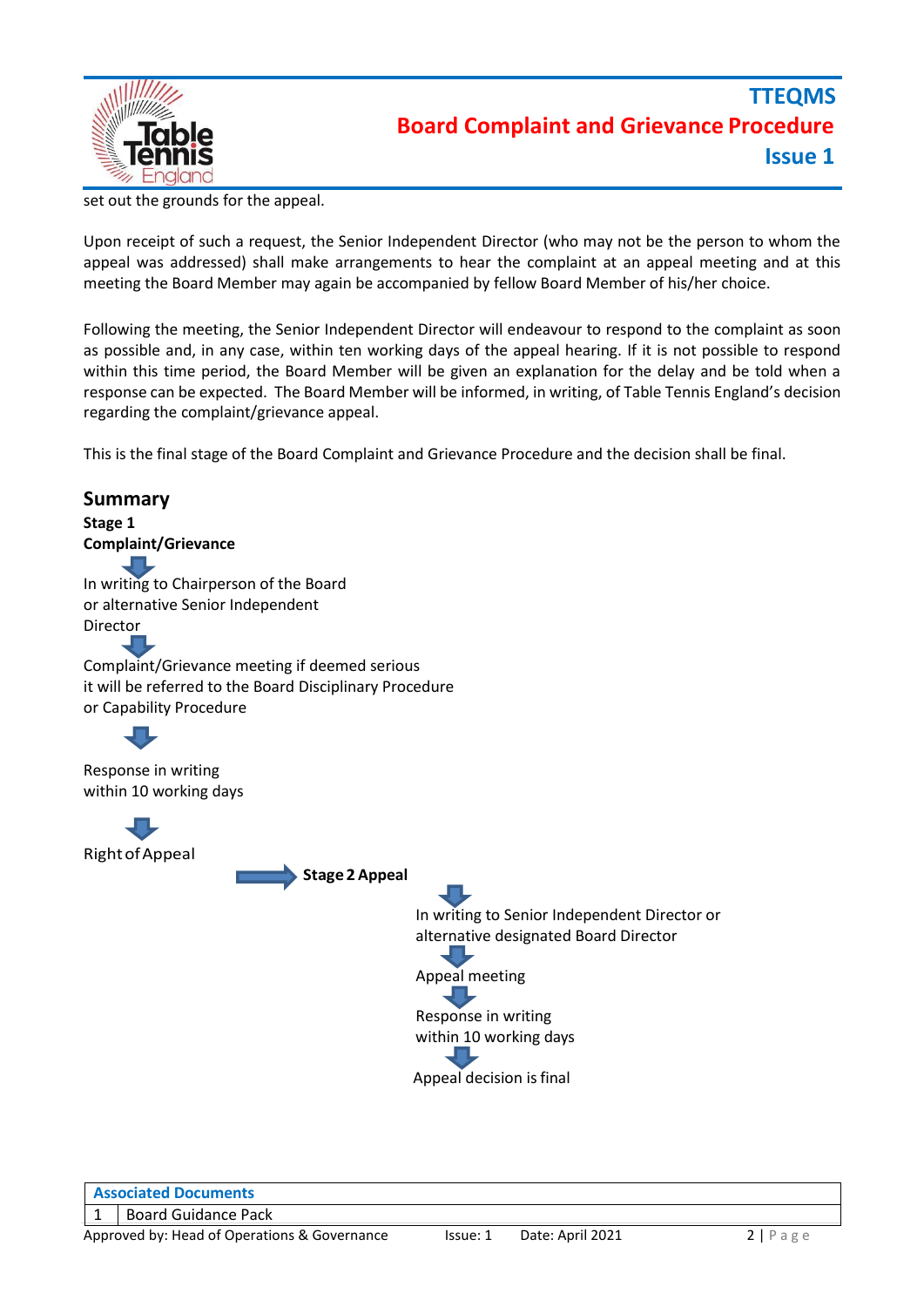set out the grounds for the appeal.

Upon receipt of such a request, the Senior Independent Director (who may not be the person to whom the appeal was addressed) shall make arrangements to hear the complaint at an appeal meeting and at this meeting the Board Member may again be accompanied by fellow Board Member of his/her choice.

Following the meeting, the Senior Independent Director will endeavour to respond to the complaint as soon as possible and, in any case, within ten working days of the appeal hearing. If it is not possible to respond within this time period, the Board Member will be given an explanation for the delay and be told when a response can be expected. The Board Member will be informed, in writing, of Table Tennis England's decision regarding the complaint/grievance appeal.

This is the final stage of the Board Complaint and Grievance Procedure and the decision shall be final.

## Summary

**Stage 1**

**Complaint/Grievance**

↓

In writing to Chairperson of the Board or alternative Senior Independent Director

↓

Complaint/Grievance meeting if deemed serious it will be referred to the Board Disciplinary Procedure or Capability Procedure

↓

Response in writing within 10 working days

↓

Right of Appeal → **Stage 2 Appeal**

↓

In writing to Senior Independent Director or alternative designated Board Director

↓

Appeal meeting

↓

Response in writing within 10 working days

↓

Appeal decision is final

| Associated Documents | |
|---|---|
| 1 | Board Guidance Pack |

Approved by: Head of Operations & Governance Issue: 1 Date: April 2021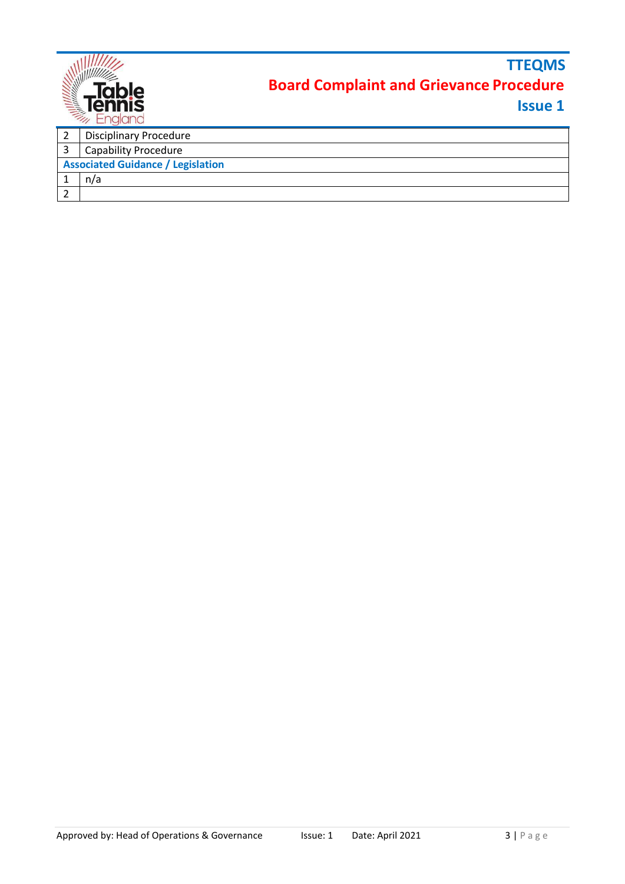| | |
|---|---|
| 2 | Disciplinary Procedure |
| 3 | Capability Procedure |
| **Associated Guidance / Legislation** | |
| 1 | n/a |
| 2 | |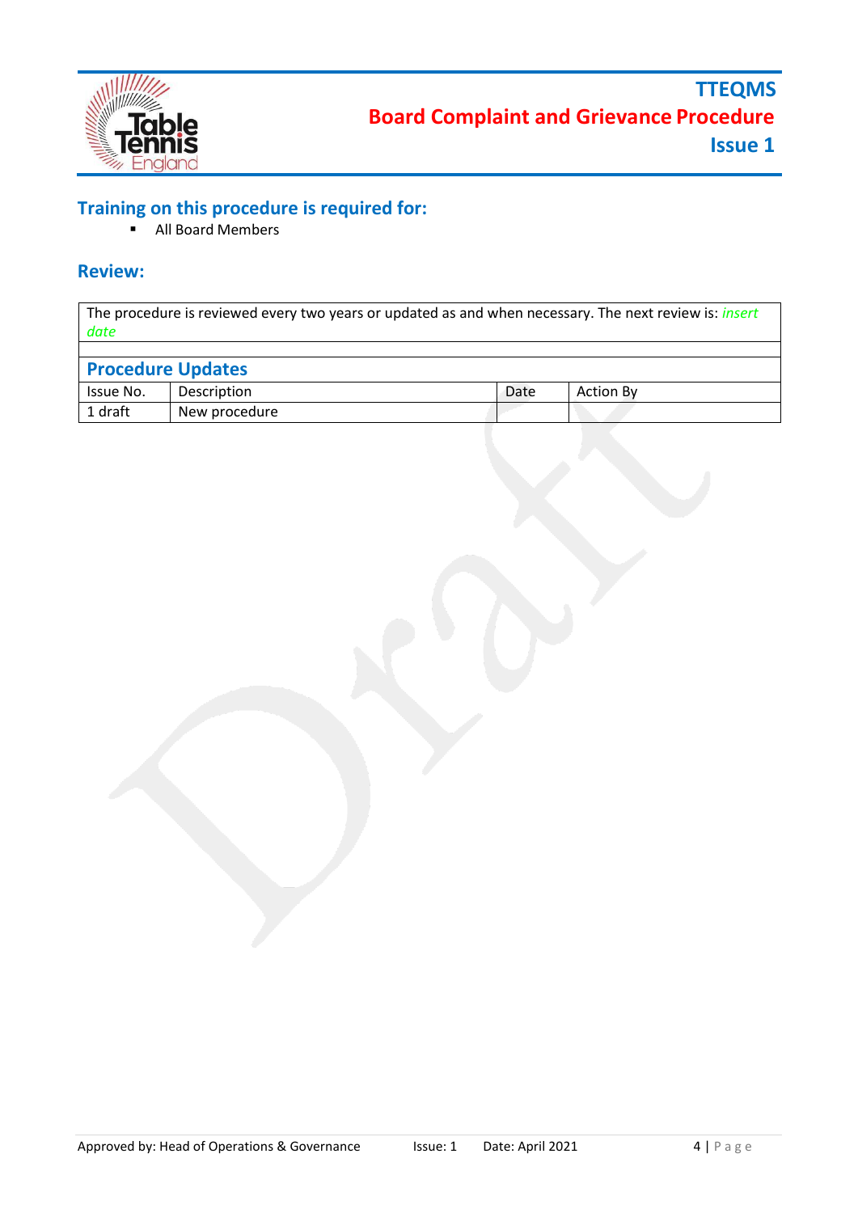## Training on this procedure is required for:

- All Board Members

## Review:

| | | | |
|---|---|---|---|
| The procedure is reviewed every two years or updated as and when necessary. The next review is: *insert date* | | | |
| **Procedure Updates** | | | |
| Issue No. | Description | Date | Action By |
| 1 draft | New procedure | | |